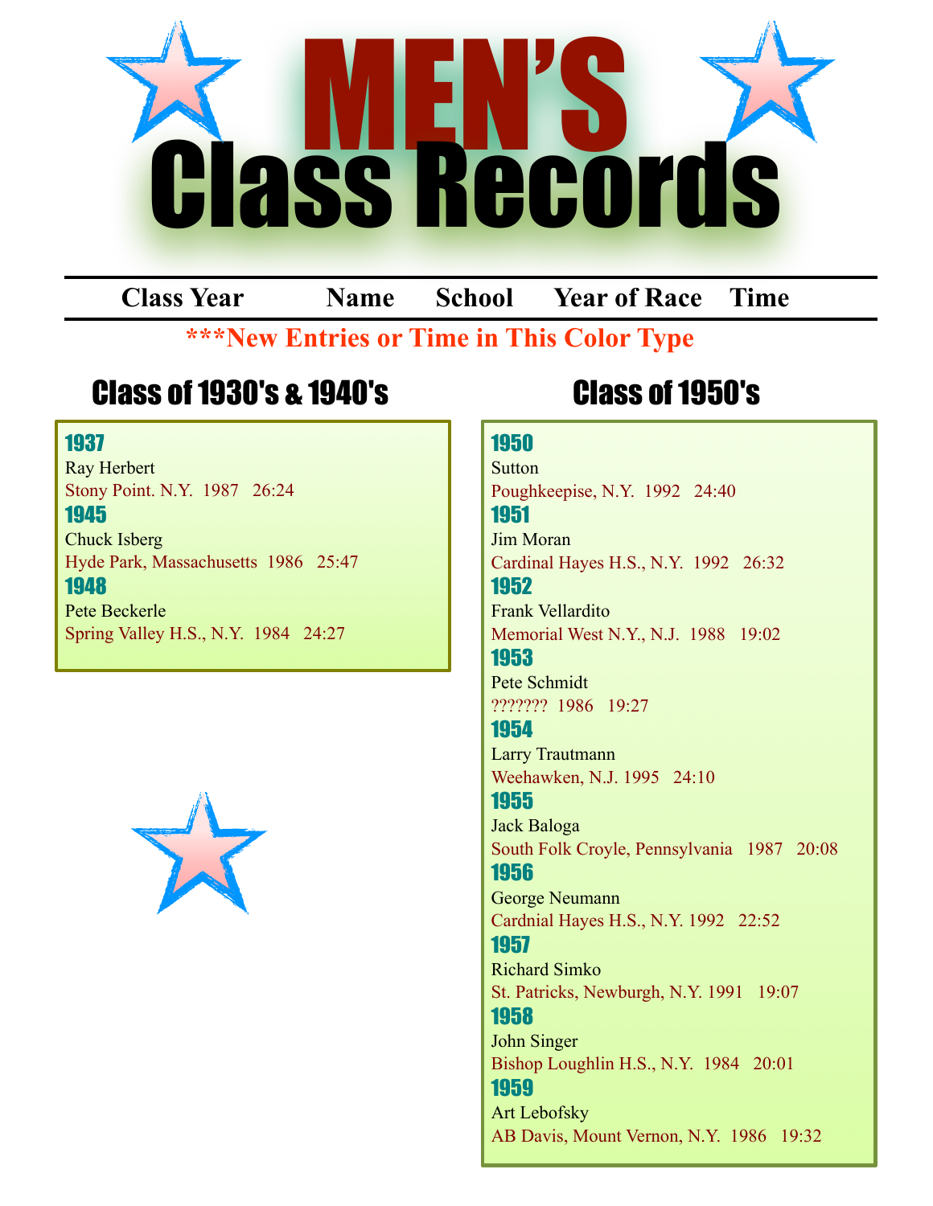# MEN'S Class Records

Class Year | Name | School | Year of Race | Time

***New Entries or Time in This Color Type

## Class of 1930's & 1940's

**1937**
Ray Herbert
Stony Point. N.Y. 1987 26:24

**1945**
Chuck Isberg
Hyde Park, Massachusetts 1986 25:47

**1948**
Pete Beckerle
Spring Valley H.S., N.Y. 1984 24:27

## Class of 1950's

**1950**
Sutton
Poughkeepise, N.Y. 1992 24:40

**1951**
Jim Moran
Cardinal Hayes H.S., N.Y. 1992 26:32

**1952**
Frank Vellardito
Memorial West N.Y., N.J. 1988 19:02

**1953**
Pete Schmidt
??????? 1986 19:27

**1954**
Larry Trautmann
Weehawken, N.J. 1995 24:10

**1955**
Jack Baloga
South Folk Croyle, Pennsylvania 1987 20:08

**1956**
George Neumann
Cardnial Hayes H.S., N.Y. 1992 22:52

**1957**
Richard Simko
St. Patricks, Newburgh, N.Y. 1991 19:07

**1958**
John Singer
Bishop Loughlin H.S., N.Y. 1984 20:01

**1959**
Art Lebofsky
AB Davis, Mount Vernon, N.Y. 1986 19:32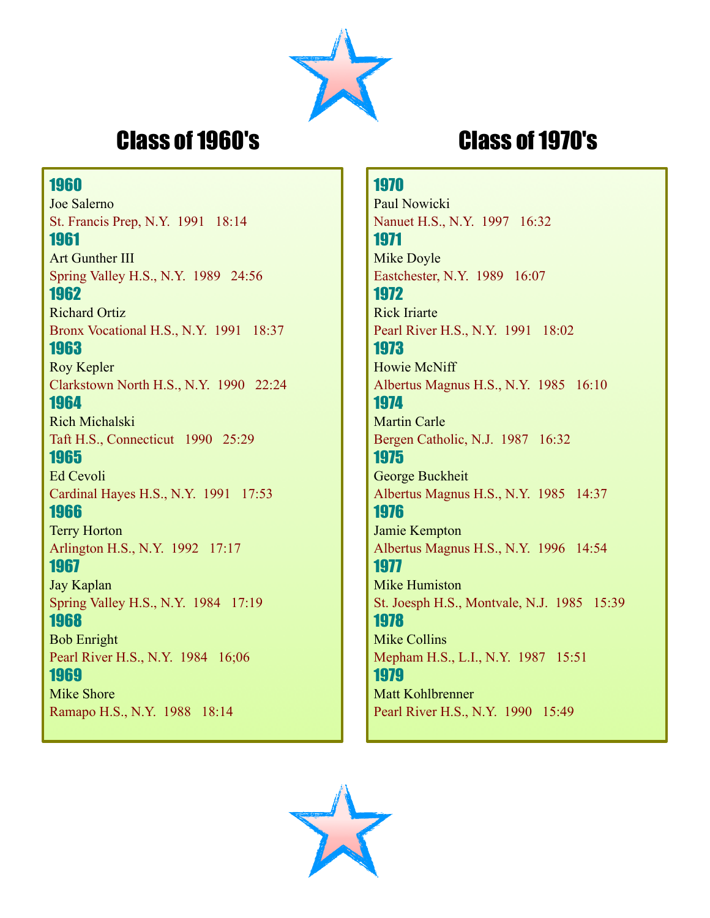## Class of 1960's

**1960**
Joe Salerno
St. Francis Prep, N.Y. 1991 18:14

**1961**
Art Gunther III
Spring Valley H.S., N.Y. 1989 24:56

**1962**
Richard Ortiz
Bronx Vocational H.S., N.Y. 1991 18:37

**1963**
Roy Kepler
Clarkstown North H.S., N.Y. 1990 22:24

**1964**
Rich Michalski
Taft H.S., Connecticut 1990 25:29

**1965**
Ed Cevoli
Cardinal Hayes H.S., N.Y. 1991 17:53

**1966**
Terry Horton
Arlington H.S., N.Y. 1992 17:17

**1967**
Jay Kaplan
Spring Valley H.S., N.Y. 1984 17:19

**1968**
Bob Enright
Pearl River H.S., N.Y. 1984 16;06

**1969**
Mike Shore
Ramapo H.S., N.Y. 1988 18:14

## Class of 1970's

**1970**
Paul Nowicki
Nanuet H.S., N.Y. 1997 16:32

**1971**
Mike Doyle
Eastchester, N.Y. 1989 16:07

**1972**
Rick Iriarte
Pearl River H.S., N.Y. 1991 18:02

**1973**
Howie McNiff
Albertus Magnus H.S., N.Y. 1985 16:10

**1974**
Martin Carle
Bergen Catholic, N.J. 1987 16:32

**1975**
George Buckheit
Albertus Magnus H.S., N.Y. 1985 14:37

**1976**
Jamie Kempton
Albertus Magnus H.S., N.Y. 1996 14:54

**1977**
Mike Humiston
St. Joesph H.S., Montvale, N.J. 1985 15:39

**1978**
Mike Collins
Mepham H.S., L.I., N.Y. 1987 15:51

**1979**
Matt Kohlbrenner
Pearl River H.S., N.Y. 1990 15:49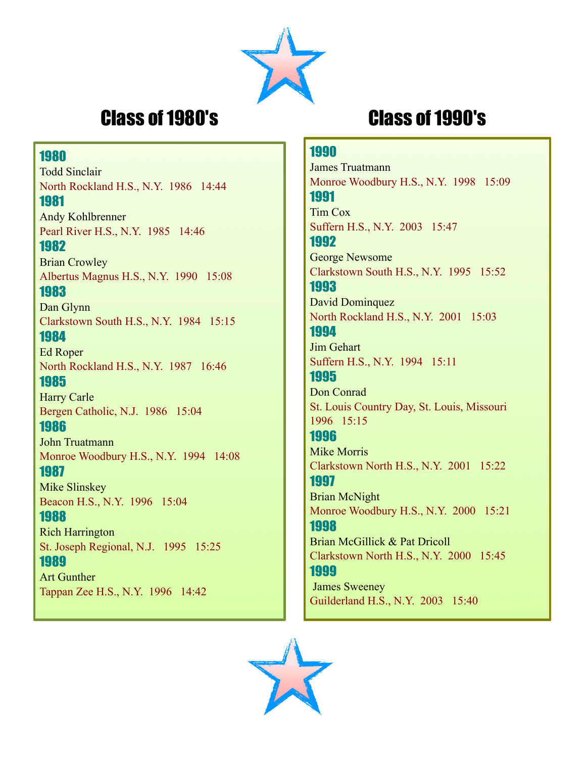## Class of 1980's

**1980**
Todd Sinclair
North Rockland H.S., N.Y. 1986 14:44

**1981**
Andy Kohlbrenner
Pearl River H.S., N.Y. 1985 14:46

**1982**
Brian Crowley
Albertus Magnus H.S., N.Y. 1990 15:08

**1983**
Dan Glynn
Clarkstown South H.S., N.Y. 1984 15:15

**1984**
Ed Roper
North Rockland H.S., N.Y. 1987 16:46

**1985**
Harry Carle
Bergen Catholic, N.J. 1986 15:04

**1986**
John Truatmann
Monroe Woodbury H.S., N.Y. 1994 14:08

**1987**
Mike Slinskey
Beacon H.S., N.Y. 1996 15:04

**1988**
Rich Harrington
St. Joseph Regional, N.J. 1995 15:25

**1989**
Art Gunther
Tappan Zee H.S., N.Y. 1996 14:42

## Class of 1990's

**1990**
James Truatmann
Monroe Woodbury H.S., N.Y. 1998 15:09

**1991**
Tim Cox
Suffern H.S., N.Y. 2003 15:47

**1992**
George Newsome
Clarkstown South H.S., N.Y. 1995 15:52

**1993**
David Dominquez
North Rockland H.S., N.Y. 2001 15:03

**1994**
Jim Gehart
Suffern H.S., N.Y. 1994 15:11

**1995**
Don Conrad
St. Louis Country Day, St. Louis, Missouri 1996 15:15

**1996**
Mike Morris
Clarkstown North H.S., N.Y. 2001 15:22

**1997**
Brian McNight
Monroe Woodbury H.S., N.Y. 2000 15:21

**1998**
Brian McGillick & Pat Dricoll
Clarkstown North H.S., N.Y. 2000 15:45

**1999**
James Sweeney
Guilderland H.S., N.Y. 2003 15:40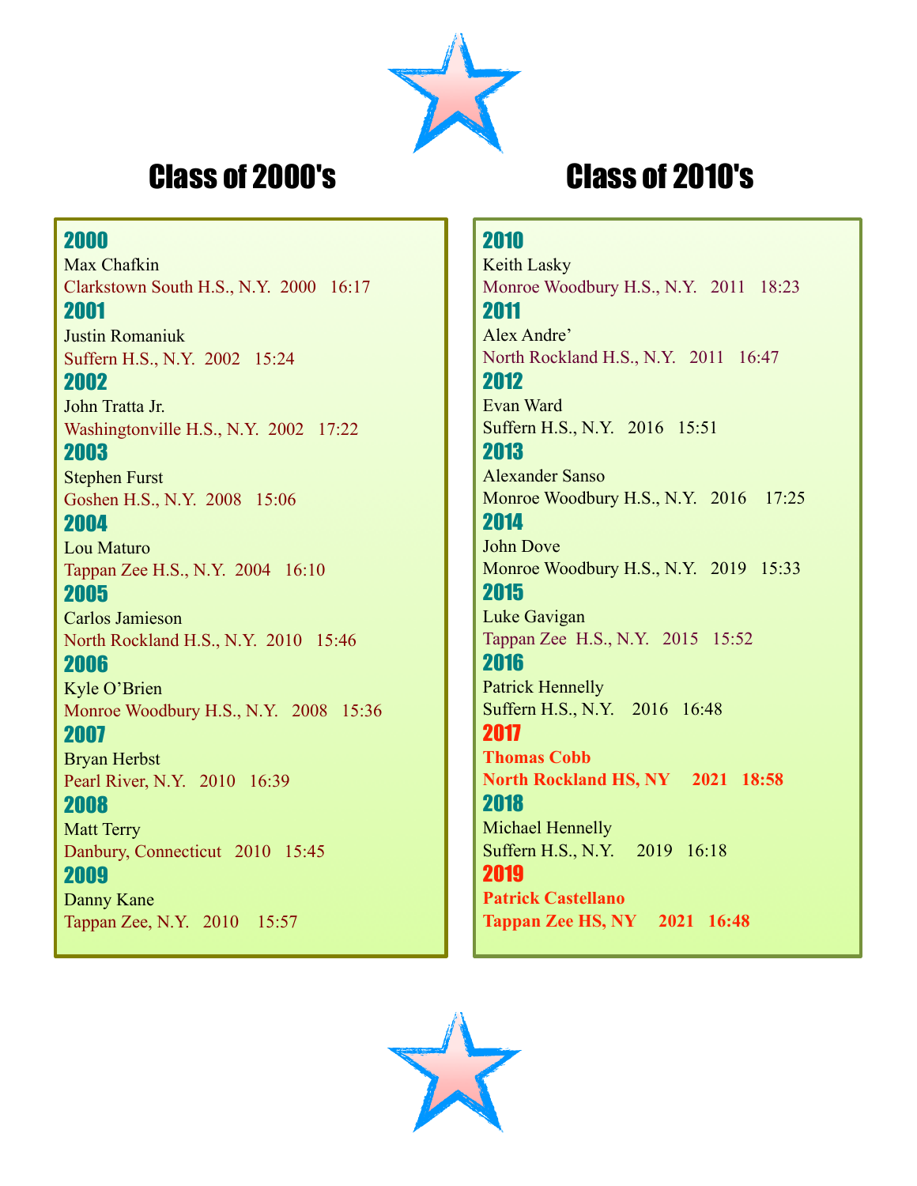## Class of 2000's

**2000**
Max Chafkin
Clarkstown South H.S., N.Y. 2000 16:17

**2001**
Justin Romaniuk
Suffern H.S., N.Y. 2002 15:24

**2002**
John Tratta Jr.
Washingtonville H.S., N.Y. 2002 17:22

**2003**
Stephen Furst
Goshen H.S., N.Y. 2008 15:06

**2004**
Lou Maturo
Tappan Zee H.S., N.Y. 2004 16:10

**2005**
Carlos Jamieson
North Rockland H.S., N.Y. 2010 15:46

**2006**
Kyle O'Brien
Monroe Woodbury H.S., N.Y. 2008 15:36

**2007**
Bryan Herbst
Pearl River, N.Y. 2010 16:39

**2008**
Matt Terry
Danbury, Connecticut 2010 15:45

**2009**
Danny Kane
Tappan Zee, N.Y. 2010 15:57

## Class of 2010's

**2010**
Keith Lasky
Monroe Woodbury H.S., N.Y. 2011 18:23

**2011**
Alex Andre'
North Rockland H.S., N.Y. 2011 16:47

**2012**
Evan Ward
Suffern H.S., N.Y. 2016 15:51

**2013**
Alexander Sanso
Monroe Woodbury H.S., N.Y. 2016 17:25

**2014**
John Dove
Monroe Woodbury H.S., N.Y. 2019 15:33

**2015**
Luke Gavigan
Tappan Zee H.S., N.Y. 2015 15:52

**2016**
Patrick Hennelly
Suffern H.S., N.Y. 2016 16:48

**2017**
**Thomas Cobb**
**North Rockland HS, NY 2021 18:58**

**2018**
Michael Hennelly
Suffern H.S., N.Y. 2019 16:18

**2019**
**Patrick Castellano**
**Tappan Zee HS, NY 2021 16:48**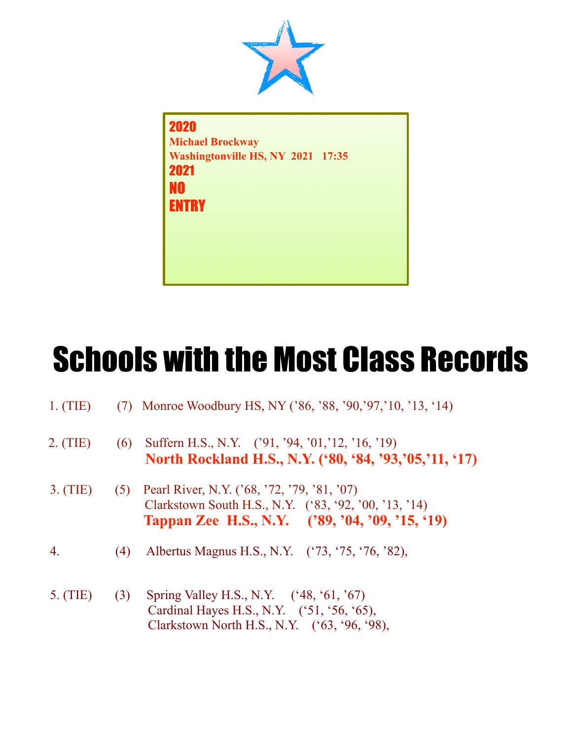**2020**

**Michael Brockway**

**Washingtonville HS, NY 2021 17:35**

**2021**

**NO**

**ENTRY**

# Schools with the Most Class Records

1. (TIE) (7) Monroe Woodbury HS, NY ('86, '88, '90,'97,'10, '13, '14)

2. (TIE) (6) Suffern H.S., N.Y. ('91, '94, '01,'12, '16, '19)
   **North Rockland H.S., N.Y. ('80, '84, '93,'05,'11, '17)**

3. (TIE) (5) Pearl River, N.Y. ('68, '72, '79, '81, '07)
   Clarkstown South H.S., N.Y. ('83, '92, '00, '13, '14)
   **Tappan Zee H.S., N.Y. ('89, '04, '09, '15, '19)**

4. (4) Albertus Magnus H.S., N.Y. ('73, '75, '76, '82),

5. (TIE) (3) Spring Valley H.S., N.Y. ('48, '61, '67)
   Cardinal Hayes H.S., N.Y. ('51, '56, '65),
   Clarkstown North H.S., N.Y. ('63, '96, '98),